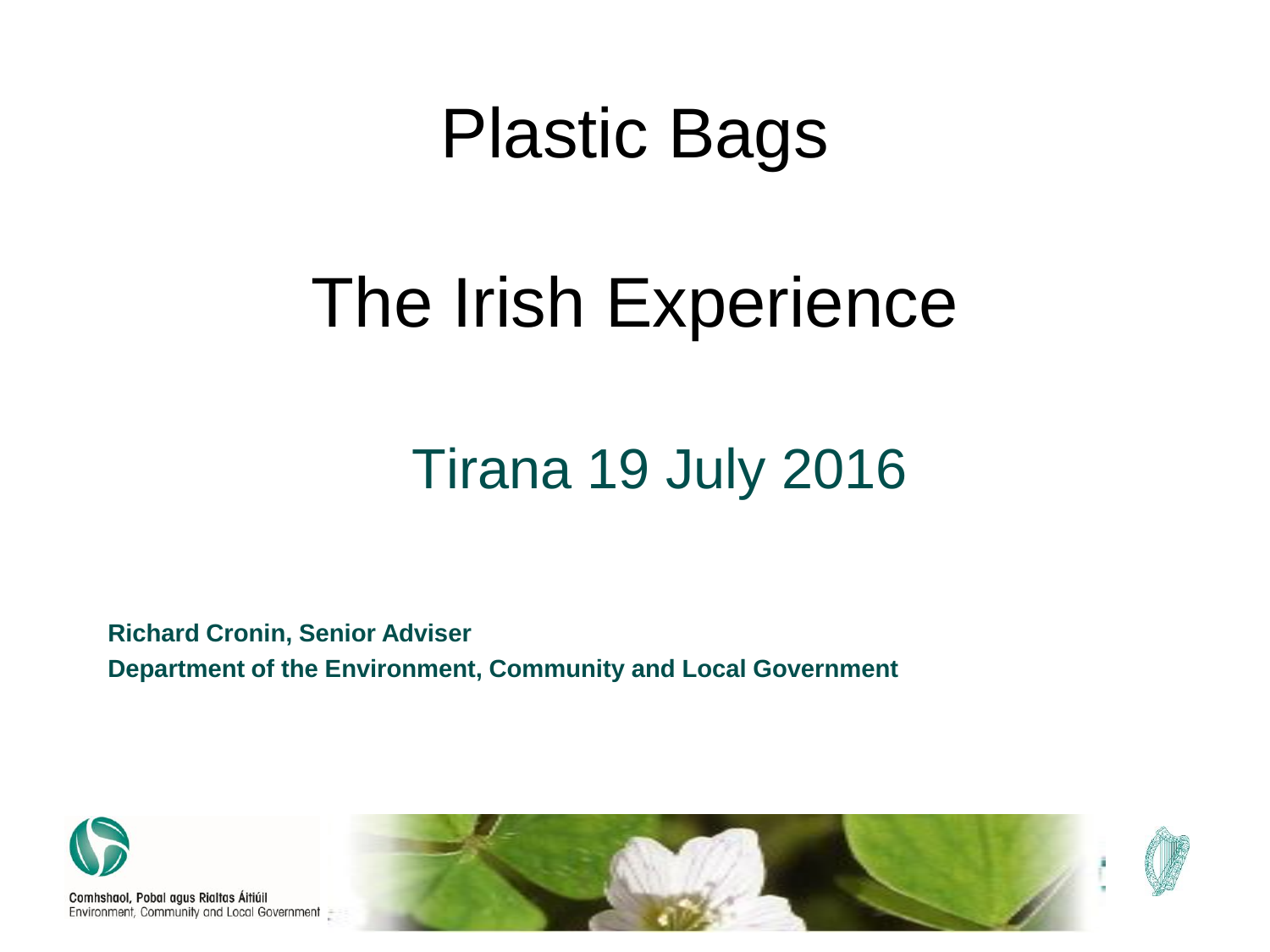# Plastic Bags

# The Irish Experience

## Tirana 19 July 2016

**Richard Cronin, Senior Adviser**
**Department of the Environment, Community and Local Government**

Comhshaol, Pobal agus Rialtas Áitiúil
Environment, Community and Local Government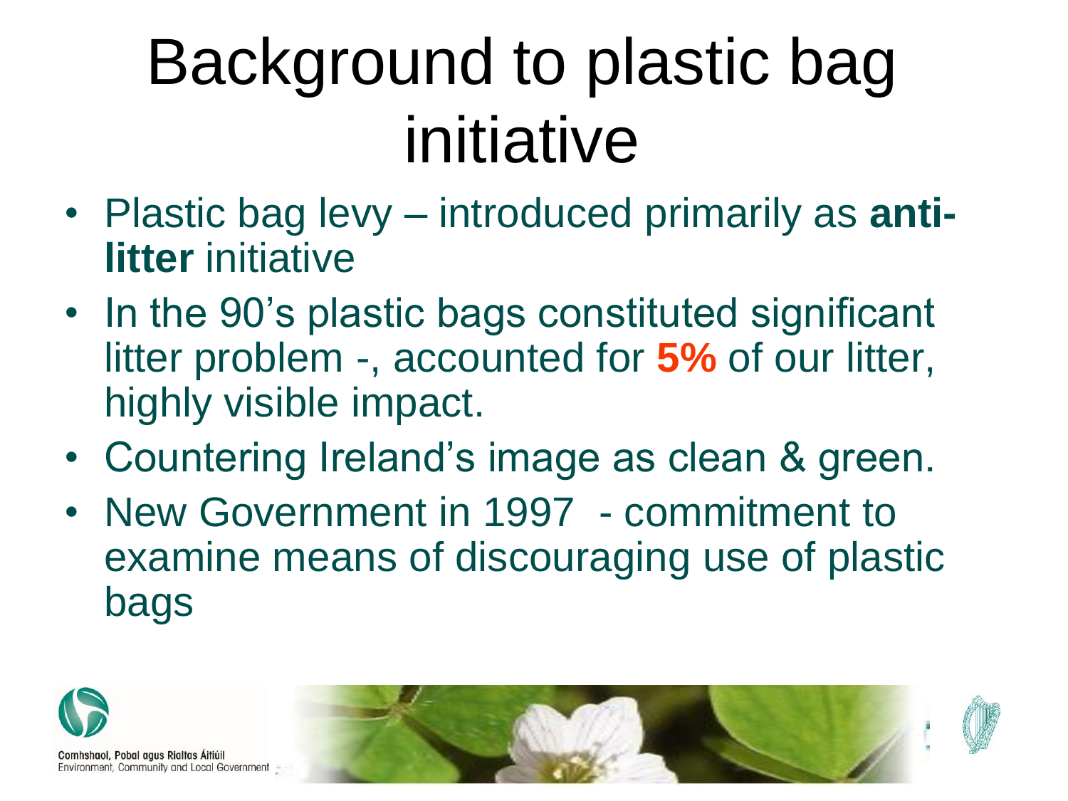# Background to plastic bag initiative

- Plastic bag levy – introduced primarily as **anti-litter** initiative
- In the 90's plastic bags constituted significant litter problem -, accounted for **5%** of our litter, highly visible impact.
- Countering Ireland's image as clean & green.
- New Government in 1997 - commitment to examine means of discouraging use of plastic bags

Comhshaol, Pobal agus Rialtas Áitiúil
Environment, Community and Local Government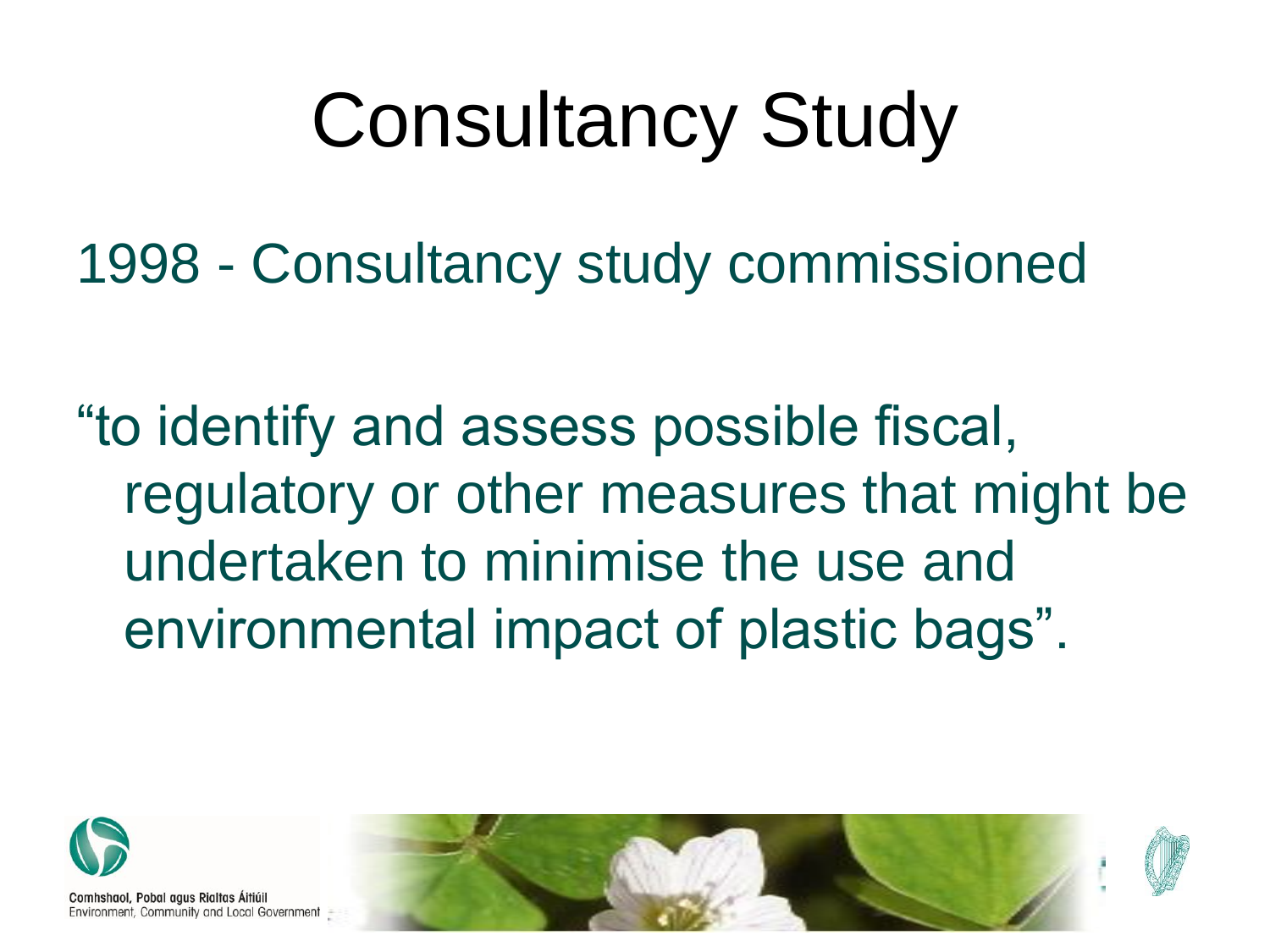# Consultancy Study

1998 - Consultancy study commissioned

"to identify and assess possible fiscal, regulatory or other measures that might be undertaken to minimise the use and environmental impact of plastic bags".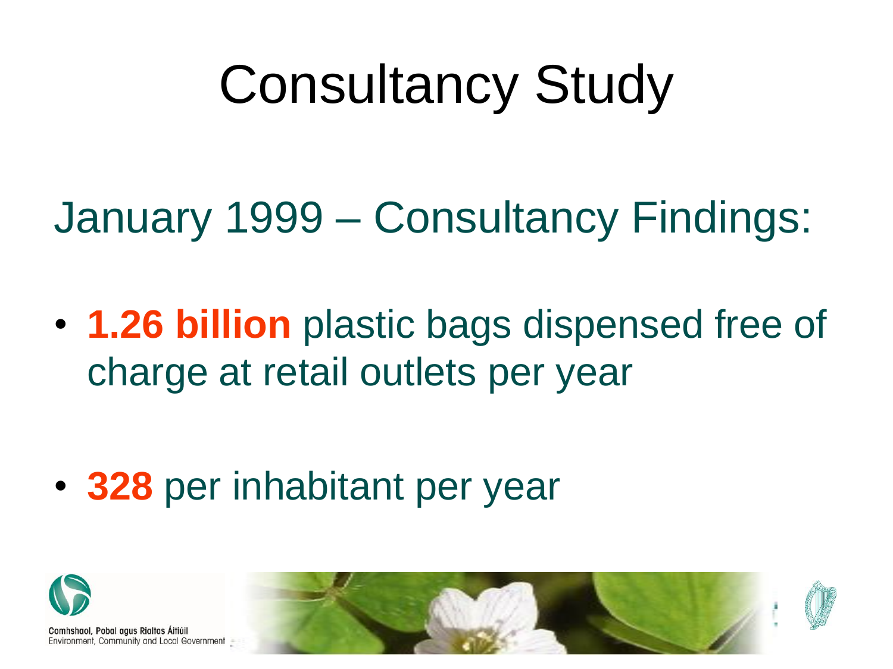# Consultancy Study

January 1999 – Consultancy Findings:

- **1.26 billion** plastic bags dispensed free of charge at retail outlets per year
- **328** per inhabitant per year

Comhshaol, Pobal agus Rialtas Áitiúil
Environment, Community and Local Government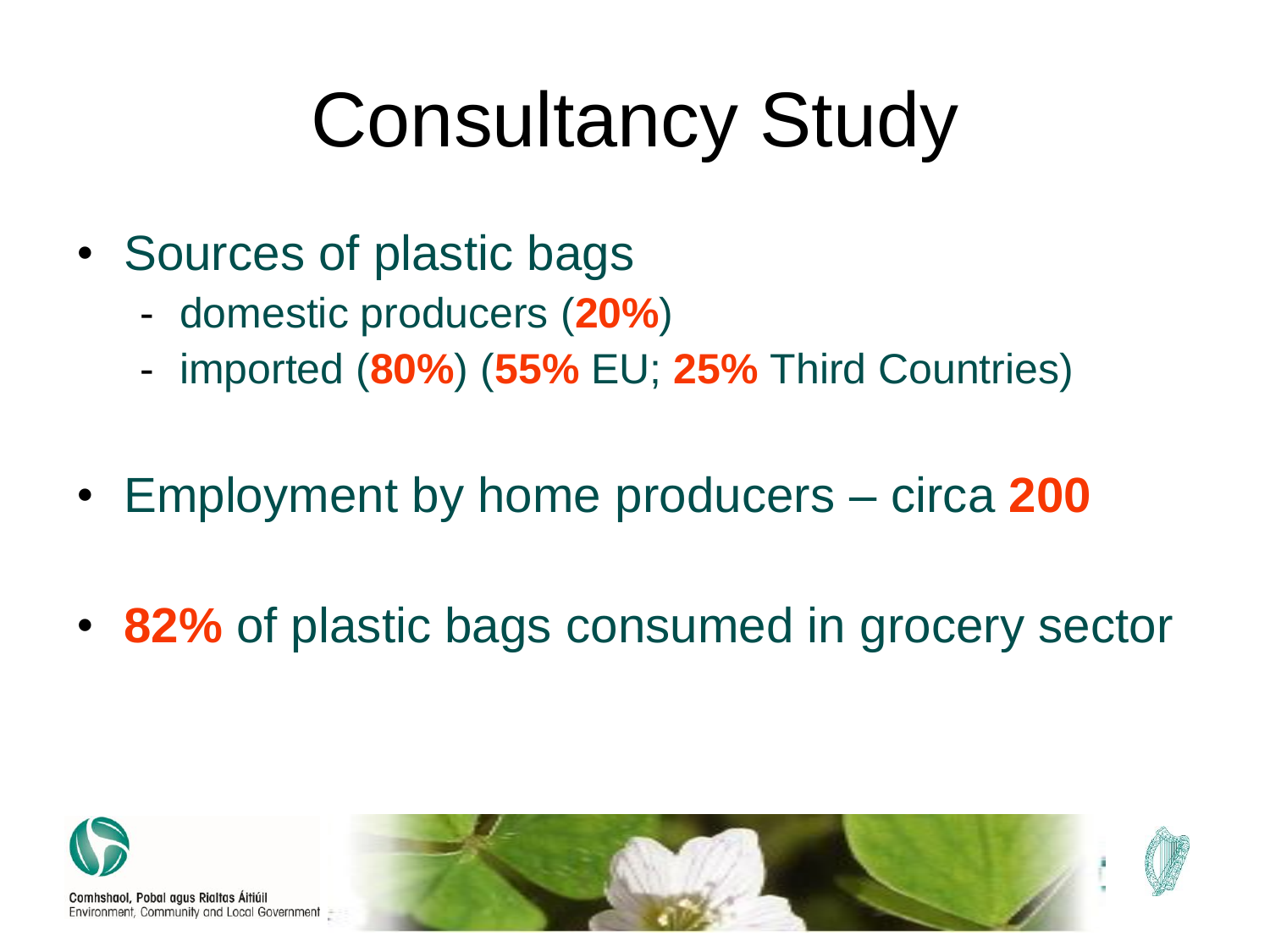# Consultancy Study

- Sources of plastic bags
  - domestic producers (**20%**)
  - imported (**80%**) (**55%** EU; **25%** Third Countries)
- Employment by home producers – circa **200**
- **82%** of plastic bags consumed in grocery sector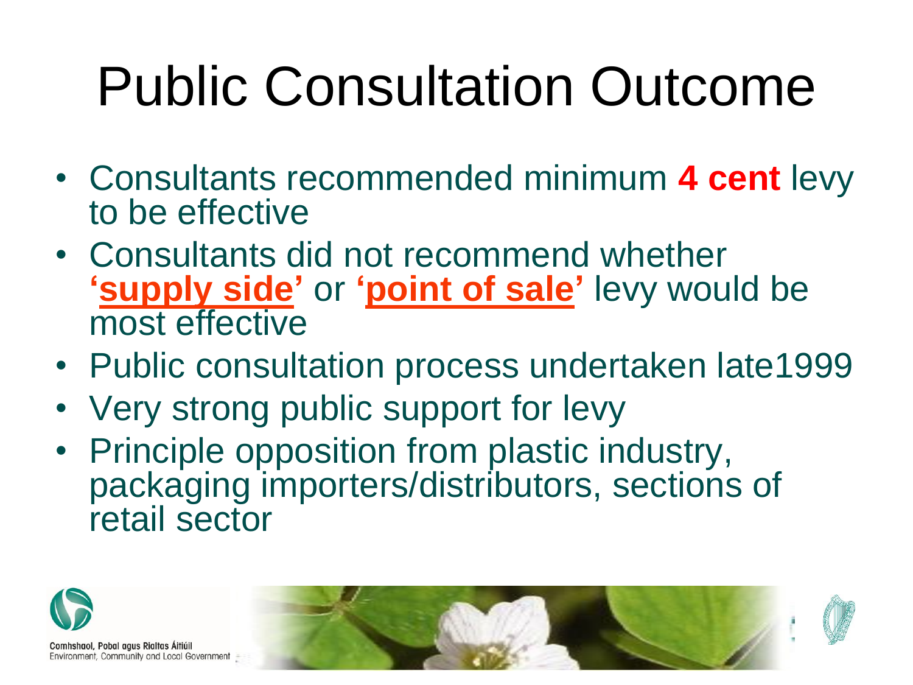# Public Consultation Outcome

- Consultants recommended minimum **4 cent** levy to be effective
- Consultants did not recommend whether **'supply side'** or **'point of sale'** levy would be most effective
- Public consultation process undertaken late1999
- Very strong public support for levy
- Principle opposition from plastic industry, packaging importers/distributors, sections of retail sector

Comhshaol, Pobal agus Rialtas Áitiúil
Environment, Community and Local Government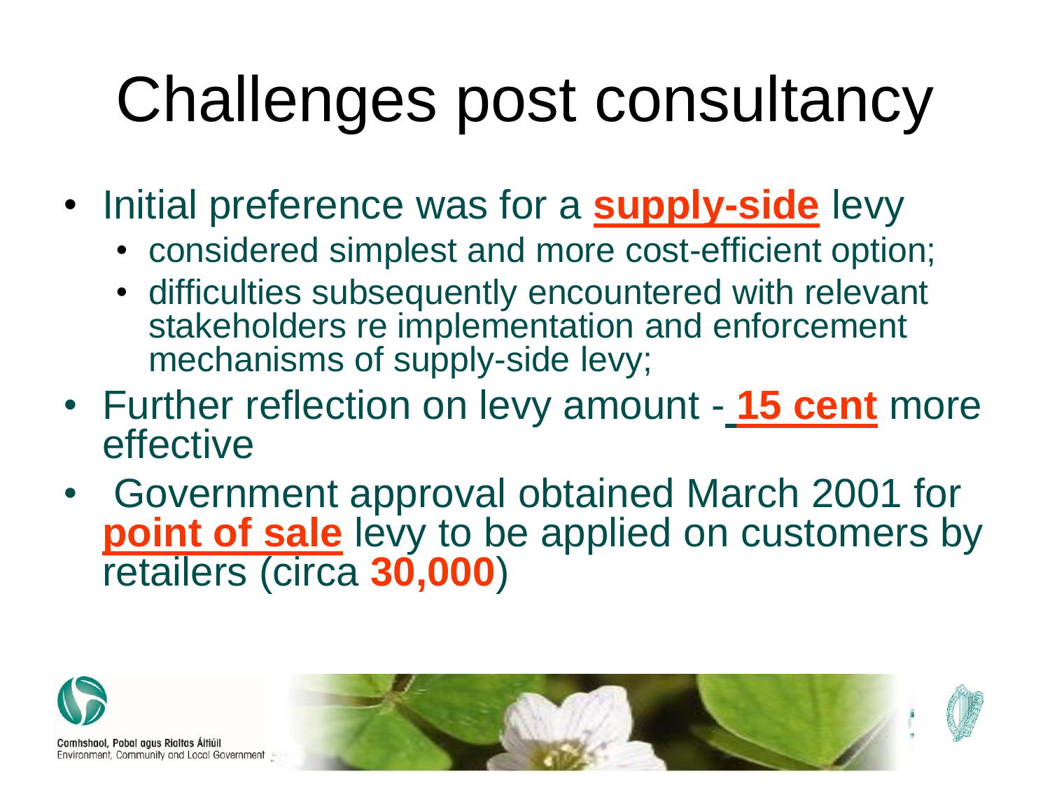# Challenges post consultancy

- Initial preference was for a **supply-side** levy
  - considered simplest and more cost-efficient option;
  - difficulties subsequently encountered with relevant stakeholders re implementation and enforcement mechanisms of supply-side levy;
- Further reflection on levy amount - **15 cent** more effective
- Government approval obtained March 2001 for **point of sale** levy to be applied on customers by retailers (circa **30,000**)

Comhshaol, Pobal agus Rialtas Áitiúil
Environment, Community and Local Government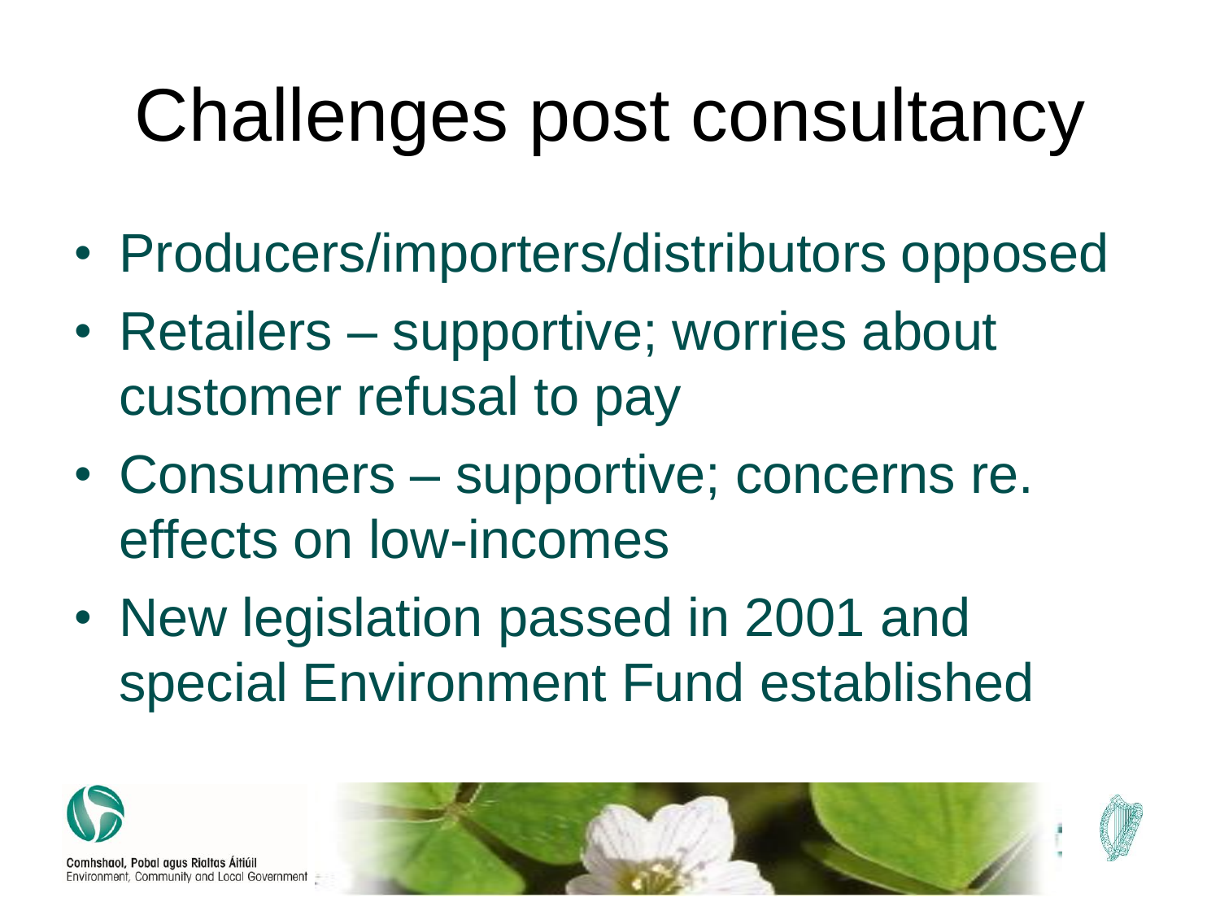# Challenges post consultancy

- Producers/importers/distributors opposed
- Retailers – supportive; worries about customer refusal to pay
- Consumers – supportive; concerns re. effects on low-incomes
- New legislation passed in 2001 and special Environment Fund established

Comhshaol, Pobal agus Rialtas Áitiúil
Environment, Community and Local Government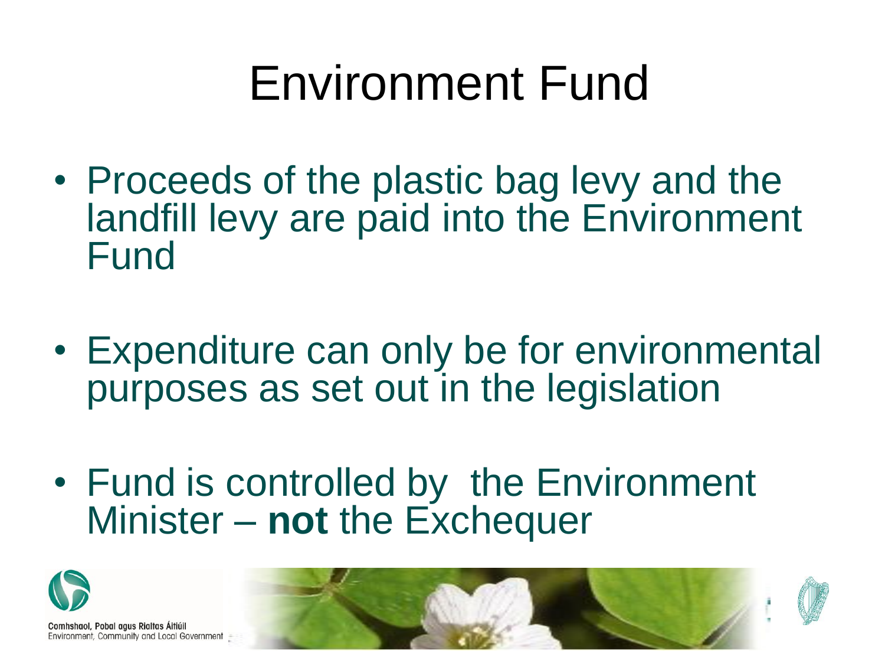# Environment Fund

- Proceeds of the plastic bag levy and the landfill levy are paid into the Environment Fund

- Expenditure can only be for environmental purposes as set out in the legislation

- Fund is controlled by the Environment Minister – **not** the Exchequer

Comhshaol, Pobal agus Rialtas Áitiúil
Environment, Community and Local Government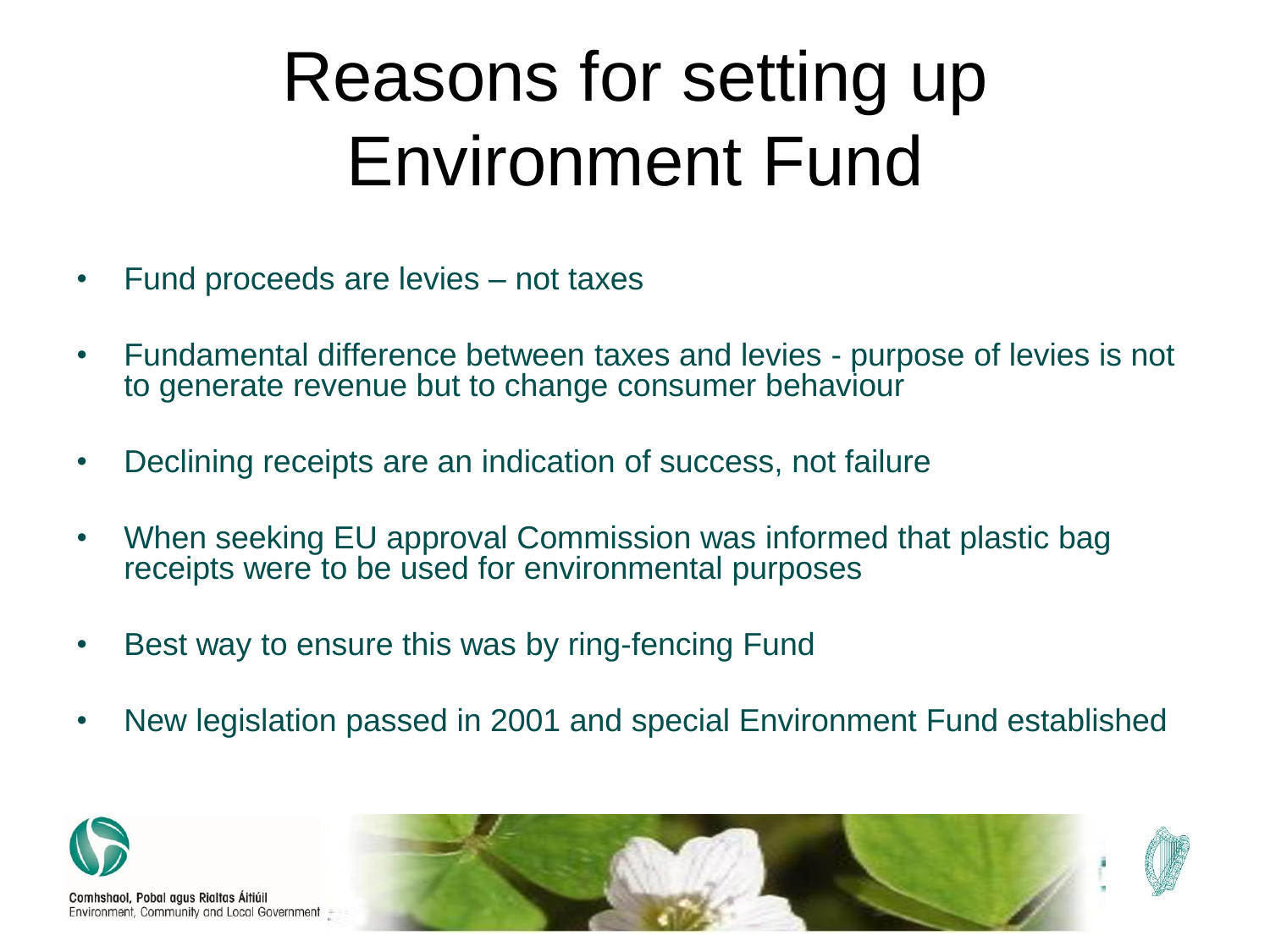# Reasons for setting up Environment Fund

- Fund proceeds are levies – not taxes
- Fundamental difference between taxes and levies - purpose of levies is not to generate revenue but to change consumer behaviour
- Declining receipts are an indication of success, not failure
- When seeking EU approval Commission was informed that plastic bag receipts were to be used for environmental purposes
- Best way to ensure this was by ring-fencing Fund
- New legislation passed in 2001 and special Environment Fund established

Comhshaol, Pobal agus Rialtas Áitiúil
Environment, Community and Local Government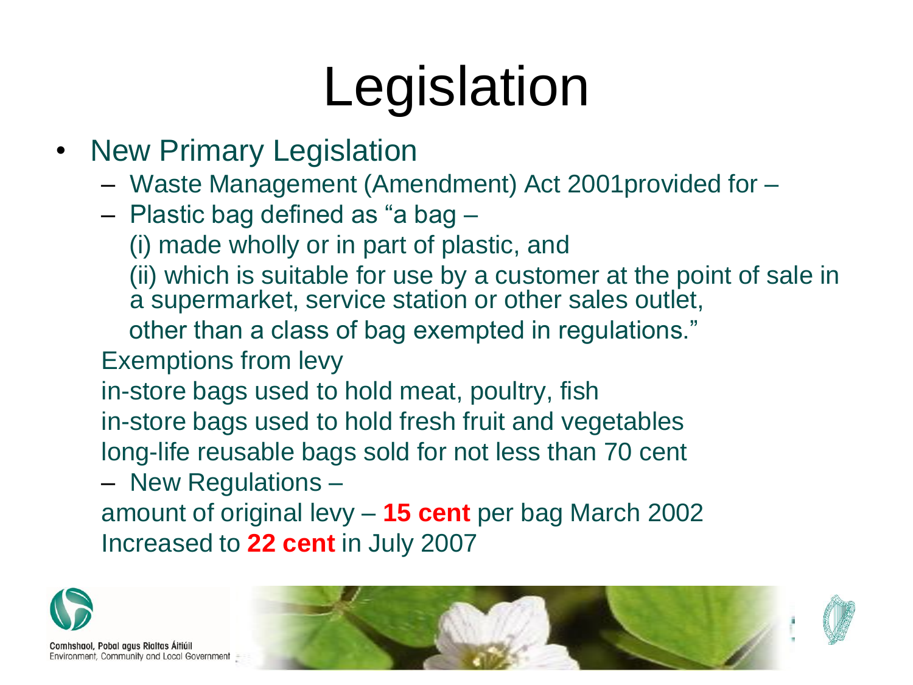# Legislation

- New Primary Legislation
  - Waste Management (Amendment) Act 2001provided for –
  - Plastic bag defined as "a bag –

    (i) made wholly or in part of plastic, and

    (ii) which is suitable for use by a customer at the point of sale in a supermarket, service station or other sales outlet,

    other than a class of bag exempted in regulations."

  Exemptions from levy

  in-store bags used to hold meat, poultry, fish

  in-store bags used to hold fresh fruit and vegetables

  long-life reusable bags sold for not less than 70 cent

  - New Regulations –

  amount of original levy – **15 cent** per bag March 2002

  Increased to **22 cent** in July 2007

Comhshaol, Pobal agus Rialtas Áitiúil
Environment, Community and Local Government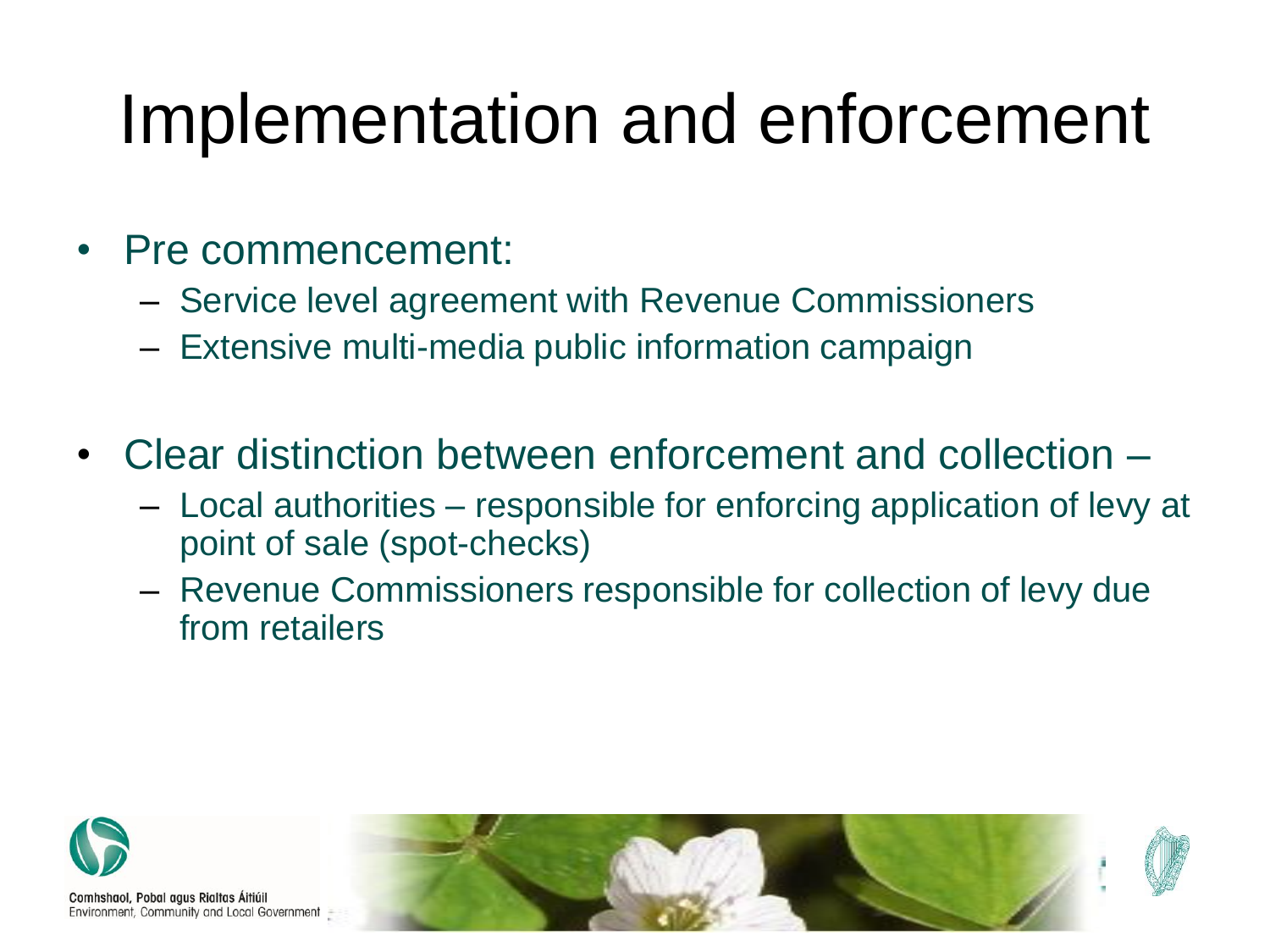# Implementation and enforcement

- Pre commencement:
  - Service level agreement with Revenue Commissioners
  - Extensive multi-media public information campaign
- Clear distinction between enforcement and collection –
  - Local authorities – responsible for enforcing application of levy at point of sale (spot-checks)
  - Revenue Commissioners responsible for collection of levy due from retailers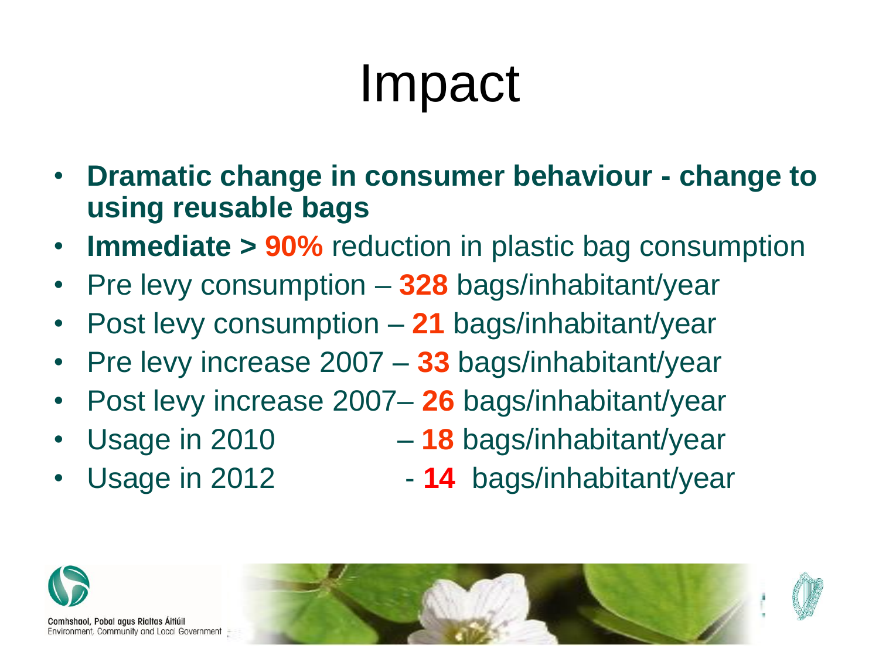# Impact

- **Dramatic change in consumer behaviour - change to using reusable bags**
- **Immediate > 90%** reduction in plastic bag consumption
- Pre levy consumption – **328** bags/inhabitant/year
- Post levy consumption – **21** bags/inhabitant/year
- Pre levy increase 2007 – **33** bags/inhabitant/year
- Post levy increase 2007– **26** bags/inhabitant/year
- Usage in 2010 – **18** bags/inhabitant/year
- Usage in 2012 - **14** bags/inhabitant/year

Comhshaol, Pobal agus Rialtas Áitiúil
Environment, Community and Local Government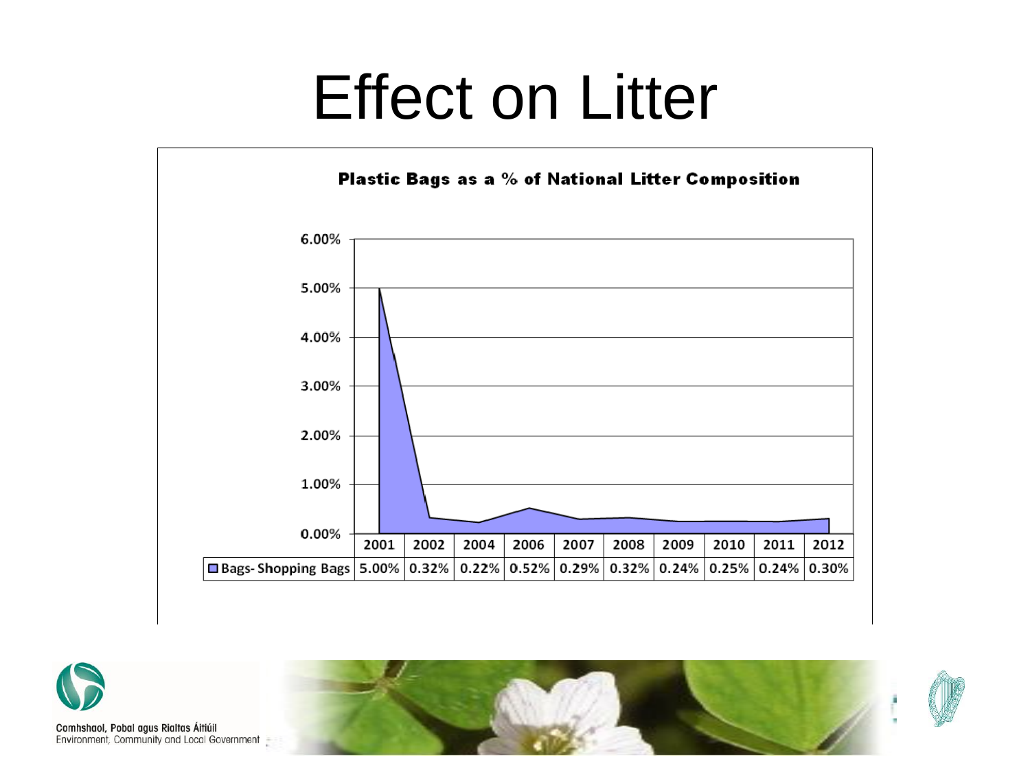# Effect on Litter

**Plastic Bags as a % of National Litter Composition**

| | 2001 | 2002 | 2004 | 2006 | 2007 | 2008 | 2009 | 2010 | 2011 | 2012 |
|---|---|---|---|---|---|---|---|---|---|---|
| Bags- Shopping Bags | 5.00% | 0.32% | 0.22% | 0.52% | 0.29% | 0.32% | 0.24% | 0.25% | 0.24% | 0.30% |

Comhshaol, Pobal agus Rialtas Áitiúil
Environment, Community and Local Government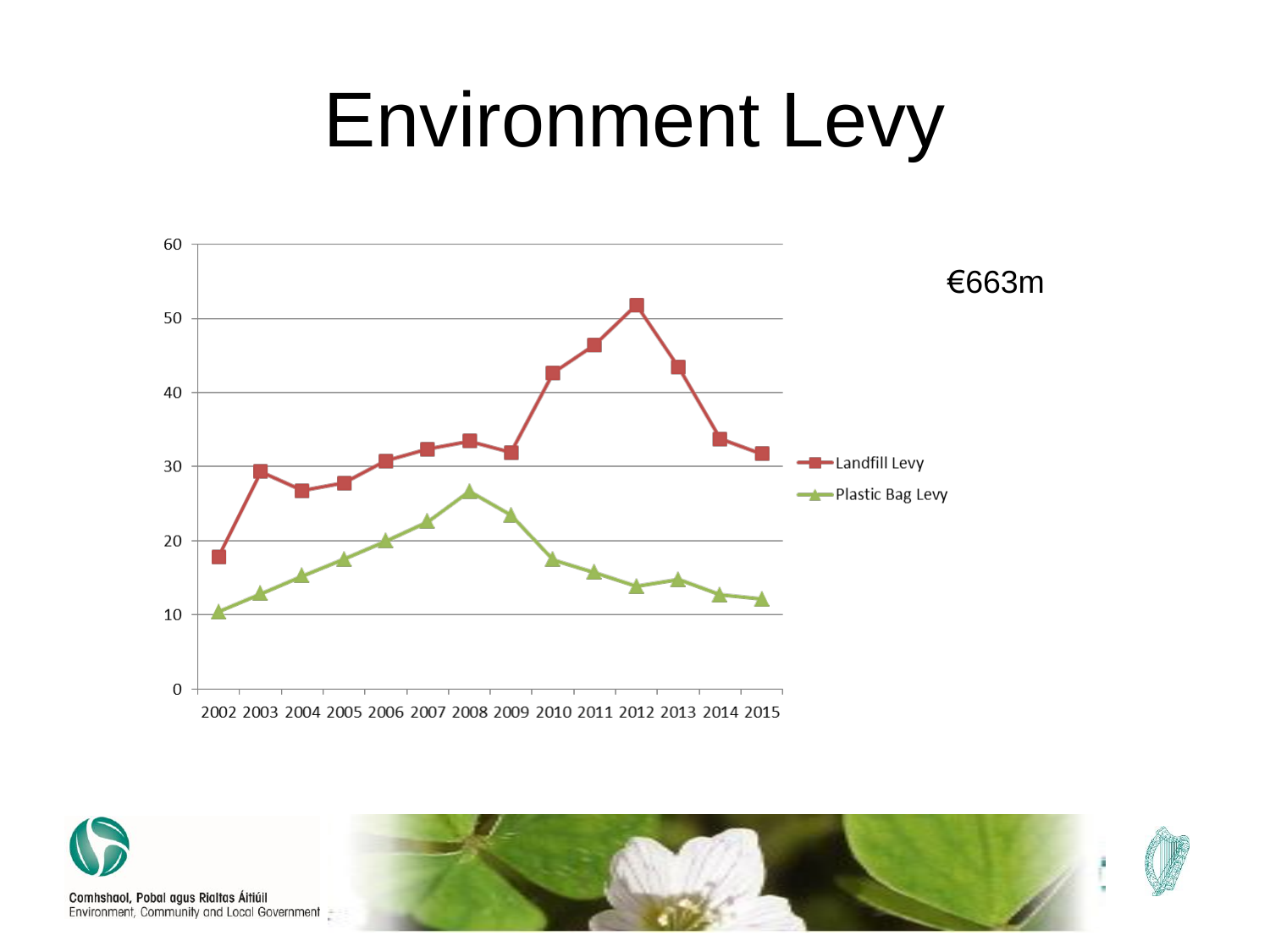# Environment Levy

€663m

| Year | Landfill Levy | Plastic Bag Levy |
|---|---|---|
| 2002 | | |
| 2003 | | |
| 2004 | | |
| 2005 | | |
| 2006 | | |
| 2007 | | |
| 2008 | | |
| 2009 | | |
| 2010 | | |
| 2011 | | |
| 2012 | | |
| 2013 | | |
| 2014 | | |
| 2015 | | |

Comhshaol, Pobal agus Rialtas Áitiúil
Environment, Community and Local Government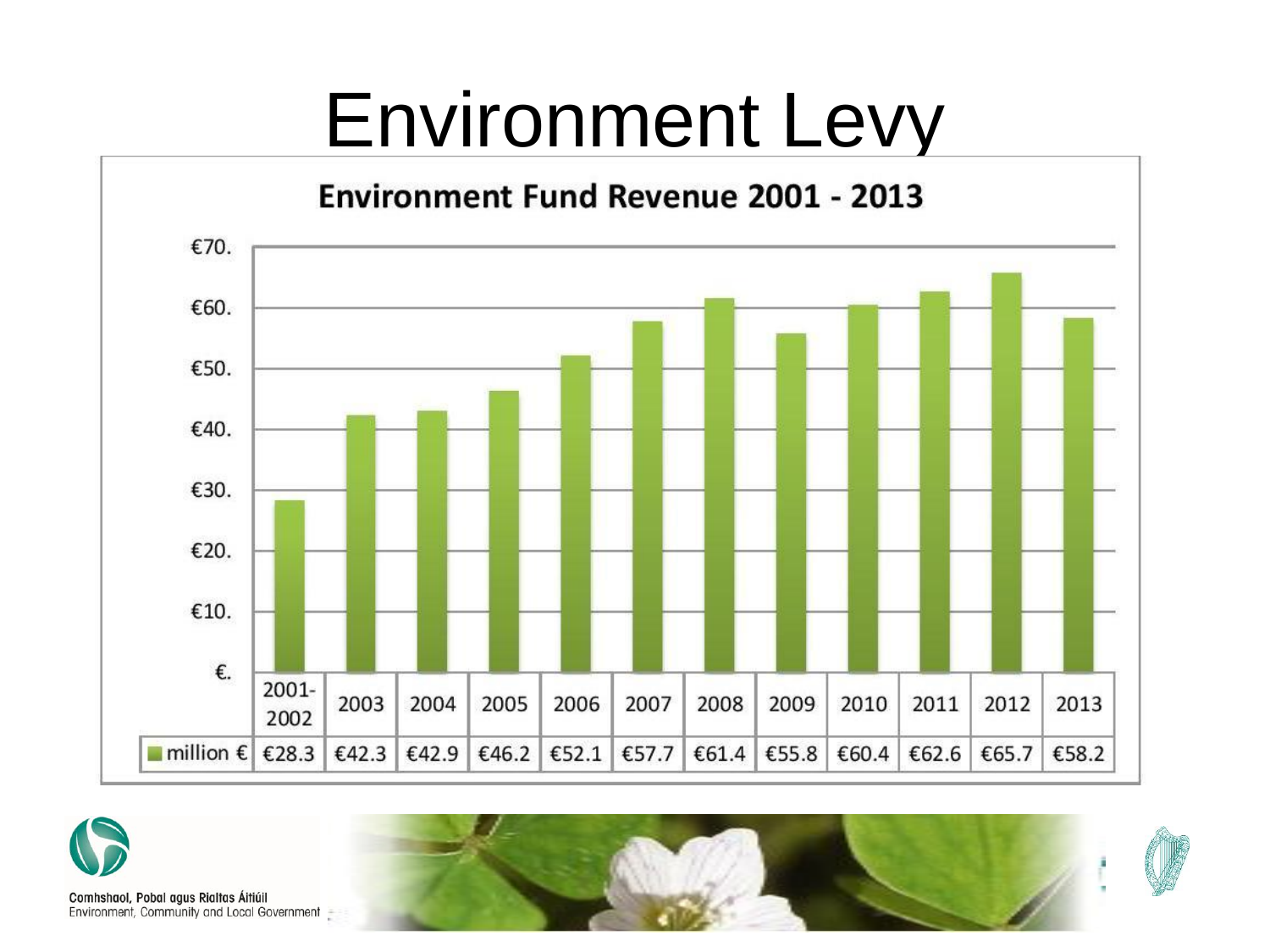# Environment Levy

## Environment Fund Revenue 2001 - 2013

| | 2001-2002 | 2003 | 2004 | 2005 | 2006 | 2007 | 2008 | 2009 | 2010 | 2011 | 2012 | 2013 |
|---|---|---|---|---|---|---|---|---|---|---|---|---|
| million € | €28.3 | €42.3 | €42.9 | €46.2 | €52.1 | €57.7 | €61.4 | €55.8 | €60.4 | €62.6 | €65.7 | €58.2 |

Comhshaol, Pobal agus Rialtas Áitiúil
Environment, Community and Local Government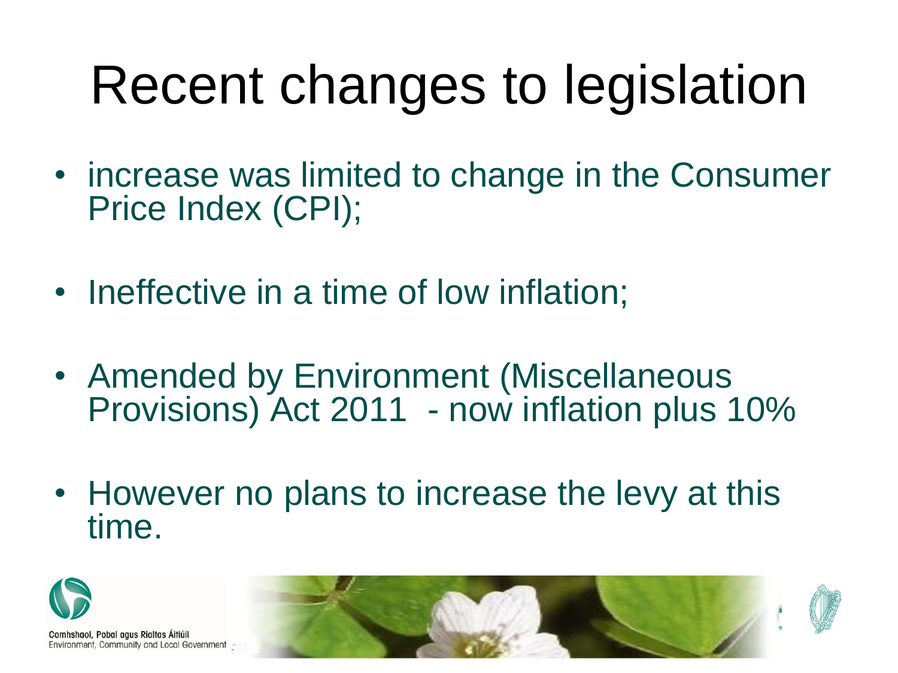# Recent changes to legislation

- increase was limited to change in the Consumer Price Index (CPI);
- Ineffective in a time of low inflation;
- Amended by Environment (Miscellaneous Provisions) Act 2011 - now inflation plus 10%
- However no plans to increase the levy at this time.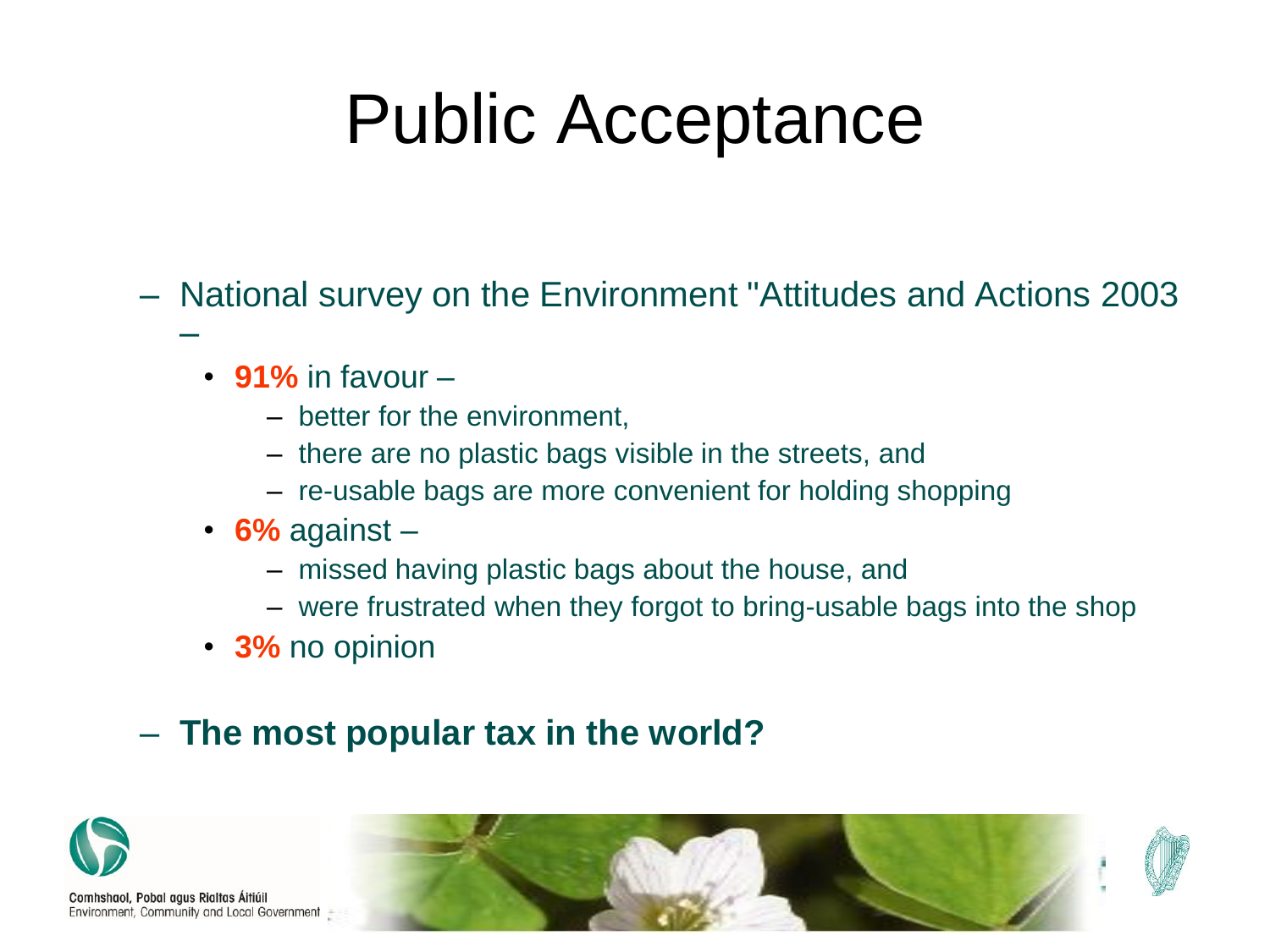# Public Acceptance

- National survey on the Environment "Attitudes and Actions 2003 –
  - **91%** in favour –
    - better for the environment,
    - there are no plastic bags visible in the streets, and
    - re-usable bags are more convenient for holding shopping
  - **6%** against –
    - missed having plastic bags about the house, and
    - were frustrated when they forgot to bring-usable bags into the shop
  - **3%** no opinion

- **The most popular tax in the world?**

Comhshaol, Pobal agus Rialtas Áitiúil
Environment, Community and Local Government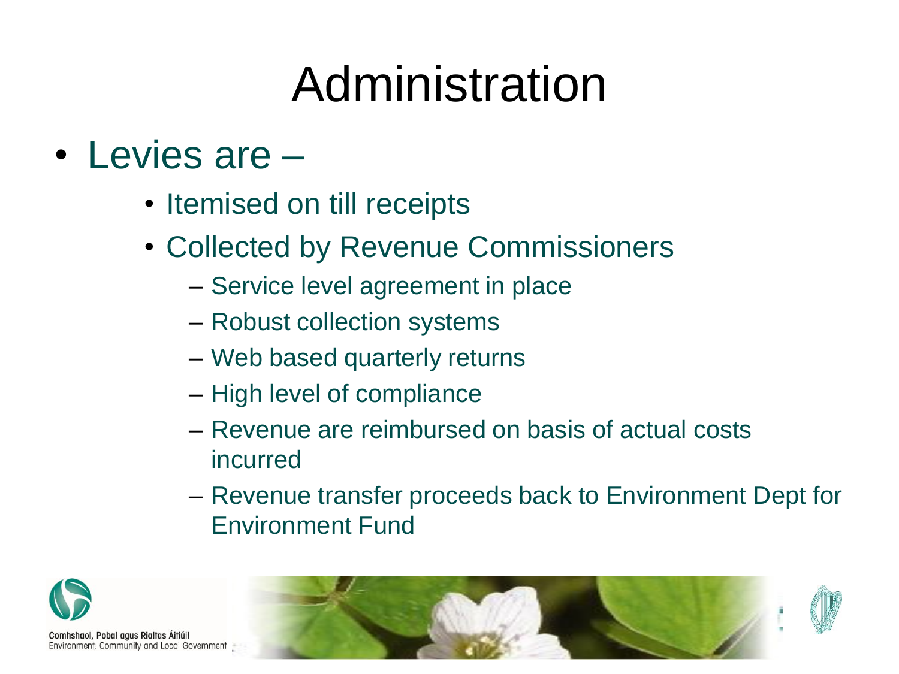# Administration

- Levies are –
  - Itemised on till receipts
  - Collected by Revenue Commissioners
    - Service level agreement in place
    - Robust collection systems
    - Web based quarterly returns
    - High level of compliance
    - Revenue are reimbursed on basis of actual costs incurred
    - Revenue transfer proceeds back to Environment Dept for Environment Fund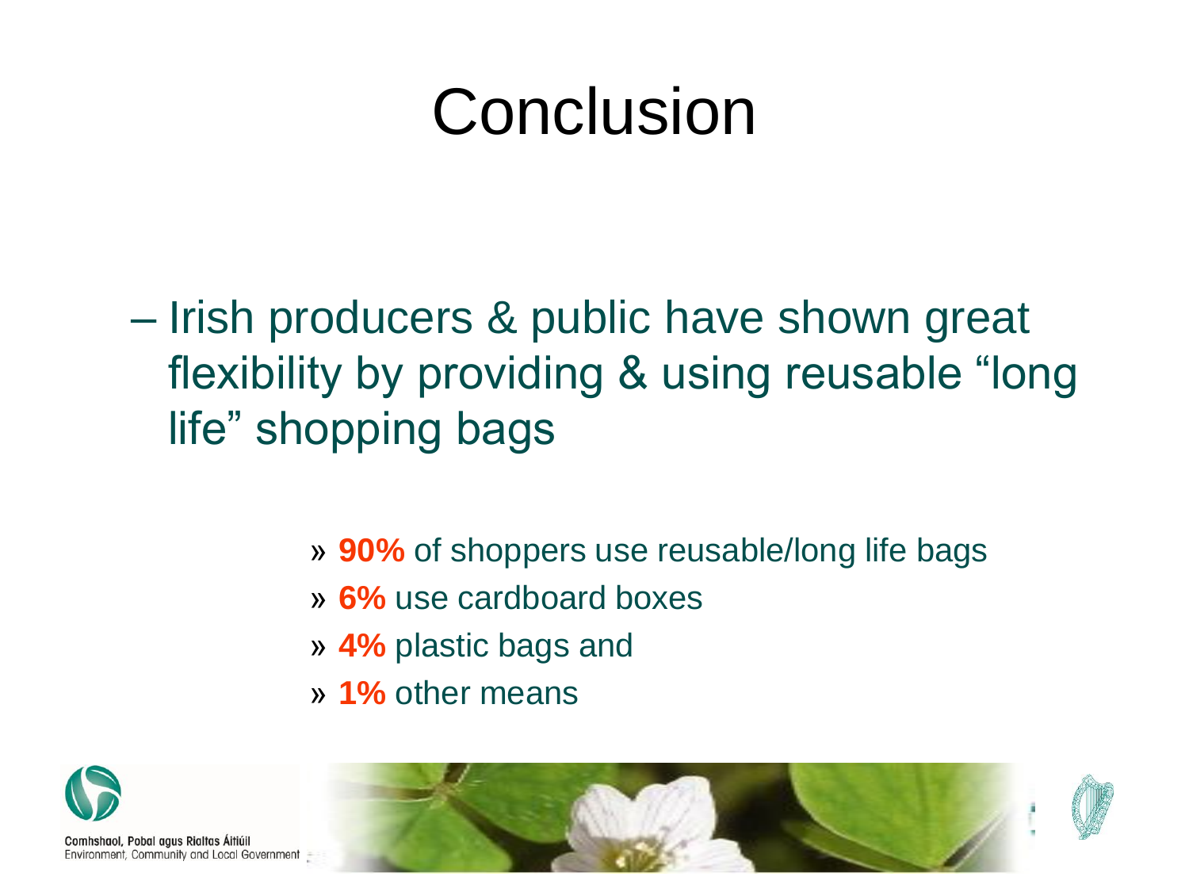# Conclusion

– Irish producers & public have shown great flexibility by providing & using reusable "long life" shopping bags

  » **90%** of shoppers use reusable/long life bags
  » **6%** use cardboard boxes
  » **4%** plastic bags and
  » **1%** other means

Comhshaol, Pobal agus Rialtas Áitiúil
Environment, Community and Local Government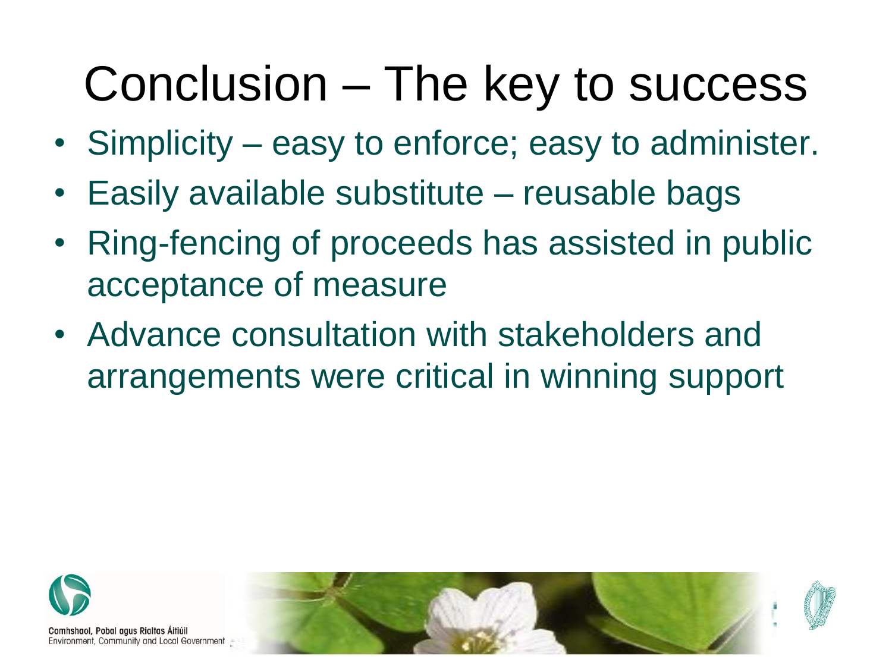# Conclusion – The key to success

- Simplicity – easy to enforce; easy to administer.
- Easily available substitute – reusable bags
- Ring-fencing of proceeds has assisted in public acceptance of measure
- Advance consultation with stakeholders and arrangements were critical in winning support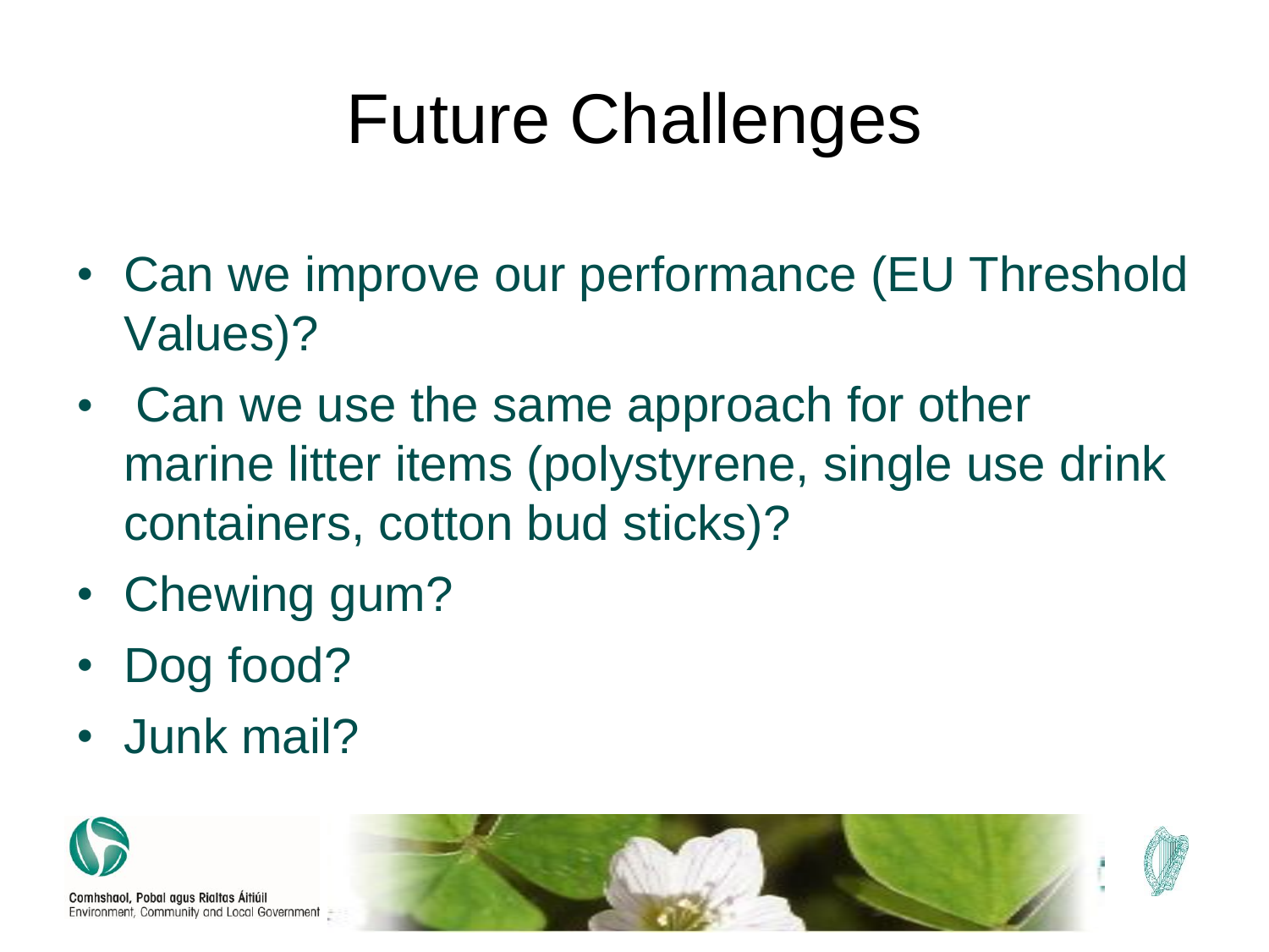# Future Challenges

- Can we improve our performance (EU Threshold Values)?
- Can we use the same approach for other marine litter items (polystyrene, single use drink containers, cotton bud sticks)?
- Chewing gum?
- Dog food?
- Junk mail?

Comhshaol, Pobal agus Rialtas Áitiúil
Environment, Community and Local Government